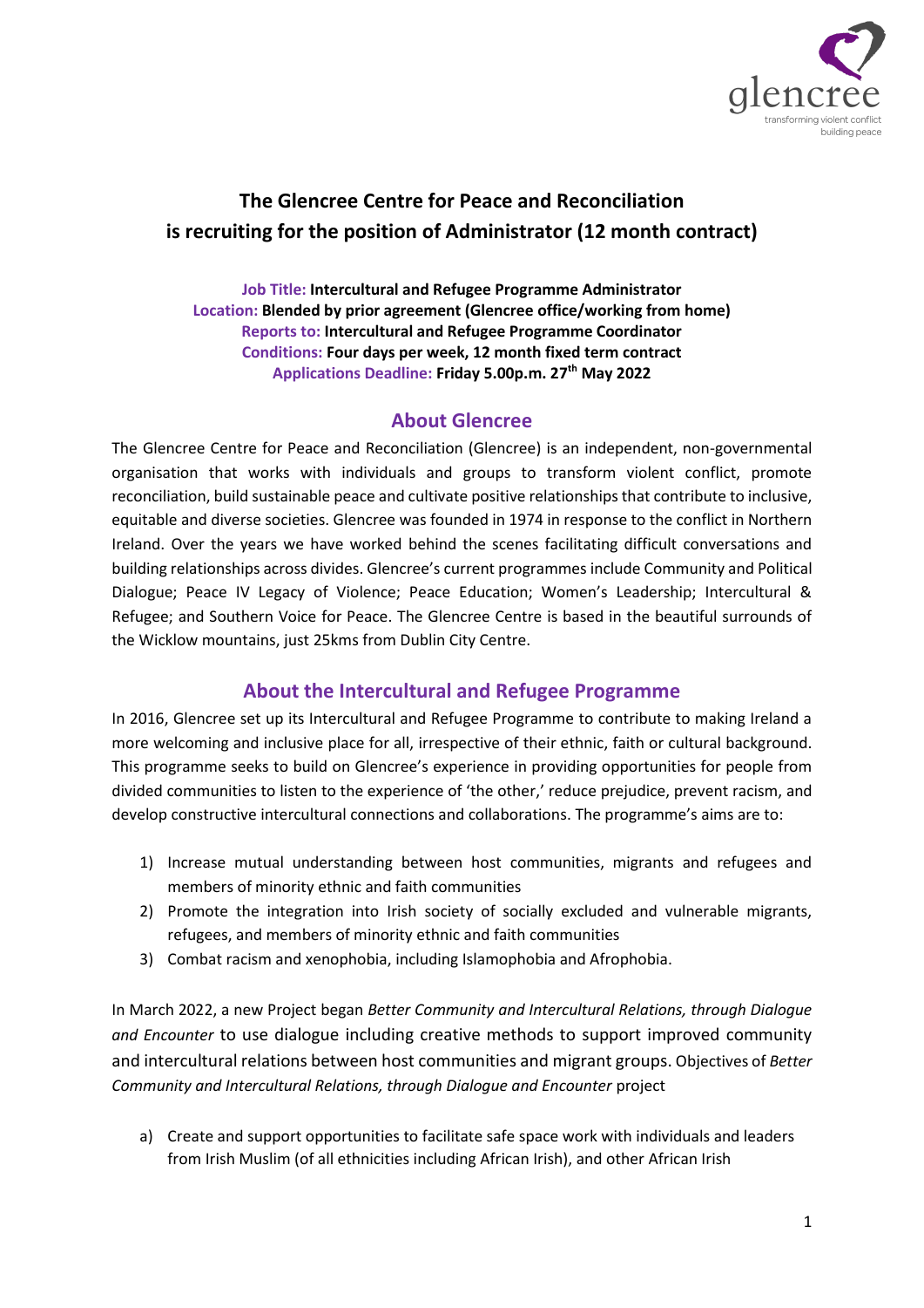# The Glencree Centre for Peace and Reconciliation is recruiting for the position of Administrator (12 month contract)

**Job Title: Intercultural and Refugee Programme Administrator**
**Location: Blended by prior agreement (Glencree office/working from home)**
**Reports to: Intercultural and Refugee Programme Coordinator**
**Conditions: Four days per week, 12 month fixed term contract**
**Applications Deadline: Friday 5.00p.m. 27th May 2022**

## About Glencree

The Glencree Centre for Peace and Reconciliation (Glencree) is an independent, non-governmental organisation that works with individuals and groups to transform violent conflict, promote reconciliation, build sustainable peace and cultivate positive relationships that contribute to inclusive, equitable and diverse societies. Glencree was founded in 1974 in response to the conflict in Northern Ireland. Over the years we have worked behind the scenes facilitating difficult conversations and building relationships across divides. Glencree's current programmes include Community and Political Dialogue; Peace IV Legacy of Violence; Peace Education; Women's Leadership; Intercultural & Refugee; and Southern Voice for Peace. The Glencree Centre is based in the beautiful surrounds of the Wicklow mountains, just 25kms from Dublin City Centre.

## About the Intercultural and Refugee Programme

In 2016, Glencree set up its Intercultural and Refugee Programme to contribute to making Ireland a more welcoming and inclusive place for all, irrespective of their ethnic, faith or cultural background. This programme seeks to build on Glencree's experience in providing opportunities for people from divided communities to listen to the experience of 'the other,' reduce prejudice, prevent racism, and develop constructive intercultural connections and collaborations. The programme's aims are to:

1) Increase mutual understanding between host communities, migrants and refugees and members of minority ethnic and faith communities
2) Promote the integration into Irish society of socially excluded and vulnerable migrants, refugees, and members of minority ethnic and faith communities
3) Combat racism and xenophobia, including Islamophobia and Afrophobia.

In March 2022, a new Project began *Better Community and Intercultural Relations, through Dialogue and Encounter* to use dialogue including creative methods to support improved community and intercultural relations between host communities and migrant groups. Objectives of *Better Community and Intercultural Relations, through Dialogue and Encounter* project

a) Create and support opportunities to facilitate safe space work with individuals and leaders from Irish Muslim (of all ethnicities including African Irish), and other African Irish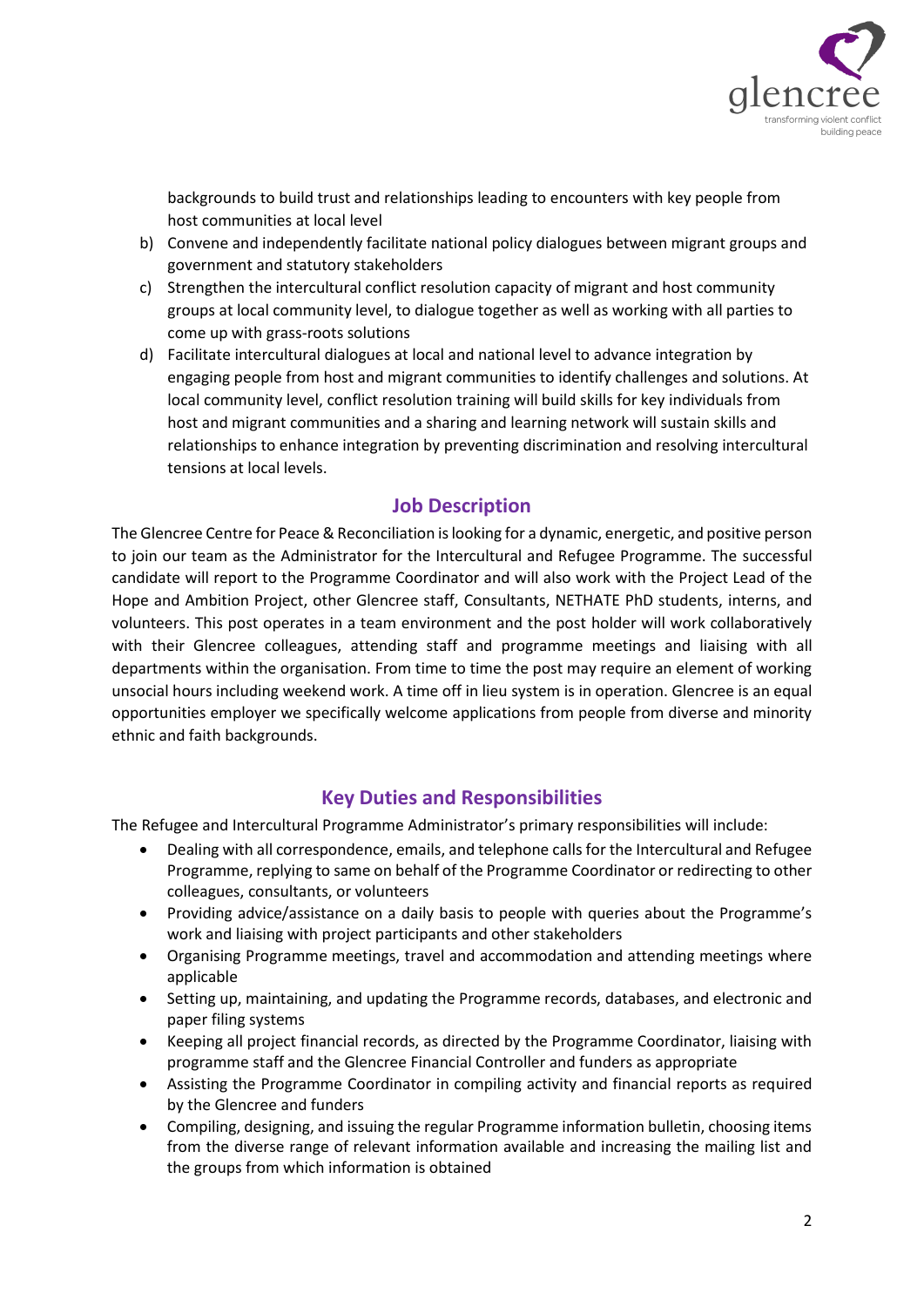backgrounds to build trust and relationships leading to encounters with key people from host communities at local level

b) Convene and independently facilitate national policy dialogues between migrant groups and government and statutory stakeholders
c) Strengthen the intercultural conflict resolution capacity of migrant and host community groups at local community level, to dialogue together as well as working with all parties to come up with grass-roots solutions
d) Facilitate intercultural dialogues at local and national level to advance integration by engaging people from host and migrant communities to identify challenges and solutions. At local community level, conflict resolution training will build skills for key individuals from host and migrant communities and a sharing and learning network will sustain skills and relationships to enhance integration by preventing discrimination and resolving intercultural tensions at local levels.

## Job Description

The Glencree Centre for Peace & Reconciliation is looking for a dynamic, energetic, and positive person to join our team as the Administrator for the Intercultural and Refugee Programme. The successful candidate will report to the Programme Coordinator and will also work with the Project Lead of the Hope and Ambition Project, other Glencree staff, Consultants, NETHATE PhD students, interns, and volunteers. This post operates in a team environment and the post holder will work collaboratively with their Glencree colleagues, attending staff and programme meetings and liaising with all departments within the organisation. From time to time the post may require an element of working unsocial hours including weekend work. A time off in lieu system is in operation. Glencree is an equal opportunities employer we specifically welcome applications from people from diverse and minority ethnic and faith backgrounds.

## Key Duties and Responsibilities

The Refugee and Intercultural Programme Administrator's primary responsibilities will include:

- Dealing with all correspondence, emails, and telephone calls for the Intercultural and Refugee Programme, replying to same on behalf of the Programme Coordinator or redirecting to other colleagues, consultants, or volunteers
- Providing advice/assistance on a daily basis to people with queries about the Programme's work and liaising with project participants and other stakeholders
- Organising Programme meetings, travel and accommodation and attending meetings where applicable
- Setting up, maintaining, and updating the Programme records, databases, and electronic and paper filing systems
- Keeping all project financial records, as directed by the Programme Coordinator, liaising with programme staff and the Glencree Financial Controller and funders as appropriate
- Assisting the Programme Coordinator in compiling activity and financial reports as required by the Glencree and funders
- Compiling, designing, and issuing the regular Programme information bulletin, choosing items from the diverse range of relevant information available and increasing the mailing list and the groups from which information is obtained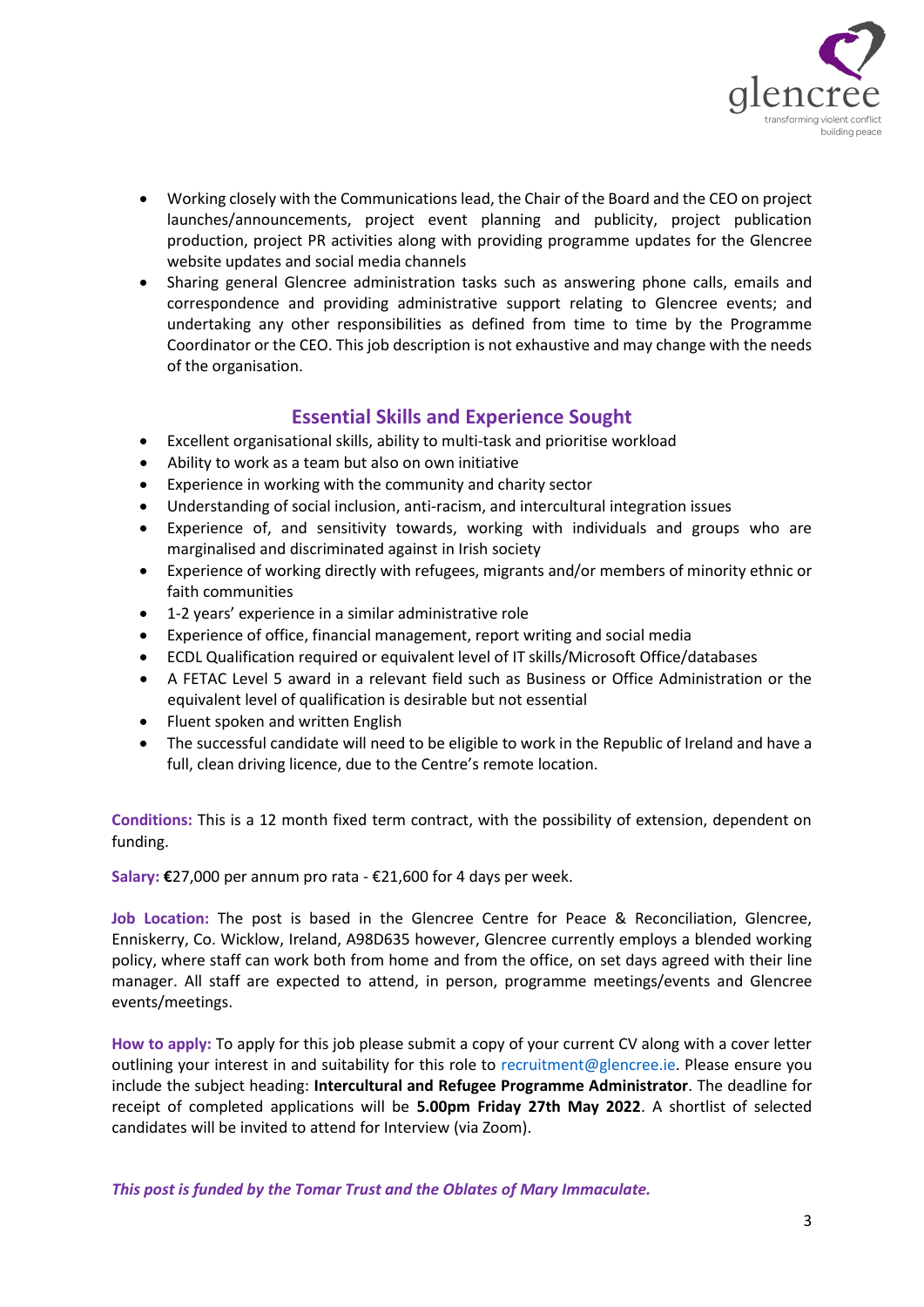- Working closely with the Communications lead, the Chair of the Board and the CEO on project launches/announcements, project event planning and publicity, project publication production, project PR activities along with providing programme updates for the Glencree website updates and social media channels
- Sharing general Glencree administration tasks such as answering phone calls, emails and correspondence and providing administrative support relating to Glencree events; and undertaking any other responsibilities as defined from time to time by the Programme Coordinator or the CEO. This job description is not exhaustive and may change with the needs of the organisation.

## Essential Skills and Experience Sought

- Excellent organisational skills, ability to multi-task and prioritise workload
- Ability to work as a team but also on own initiative
- Experience in working with the community and charity sector
- Understanding of social inclusion, anti-racism, and intercultural integration issues
- Experience of, and sensitivity towards, working with individuals and groups who are marginalised and discriminated against in Irish society
- Experience of working directly with refugees, migrants and/or members of minority ethnic or faith communities
- 1-2 years' experience in a similar administrative role
- Experience of office, financial management, report writing and social media
- ECDL Qualification required or equivalent level of IT skills/Microsoft Office/databases
- A FETAC Level 5 award in a relevant field such as Business or Office Administration or the equivalent level of qualification is desirable but not essential
- Fluent spoken and written English
- The successful candidate will need to be eligible to work in the Republic of Ireland and have a full, clean driving licence, due to the Centre's remote location.

**Conditions:** This is a 12 month fixed term contract, with the possibility of extension, dependent on funding.

**Salary:** €27,000 per annum pro rata - €21,600 for 4 days per week.

**Job Location:** The post is based in the Glencree Centre for Peace & Reconciliation, Glencree, Enniskerry, Co. Wicklow, Ireland, A98D635 however, Glencree currently employs a blended working policy, where staff can work both from home and from the office, on set days agreed with their line manager. All staff are expected to attend, in person, programme meetings/events and Glencree events/meetings.

**How to apply:** To apply for this job please submit a copy of your current CV along with a cover letter outlining your interest in and suitability for this role to recruitment@glencree.ie. Please ensure you include the subject heading: **Intercultural and Refugee Programme Administrator**. The deadline for receipt of completed applications will be **5.00pm Friday 27th May 2022**. A shortlist of selected candidates will be invited to attend for Interview (via Zoom).

***This post is funded by the Tomar Trust and the Oblates of Mary Immaculate.***